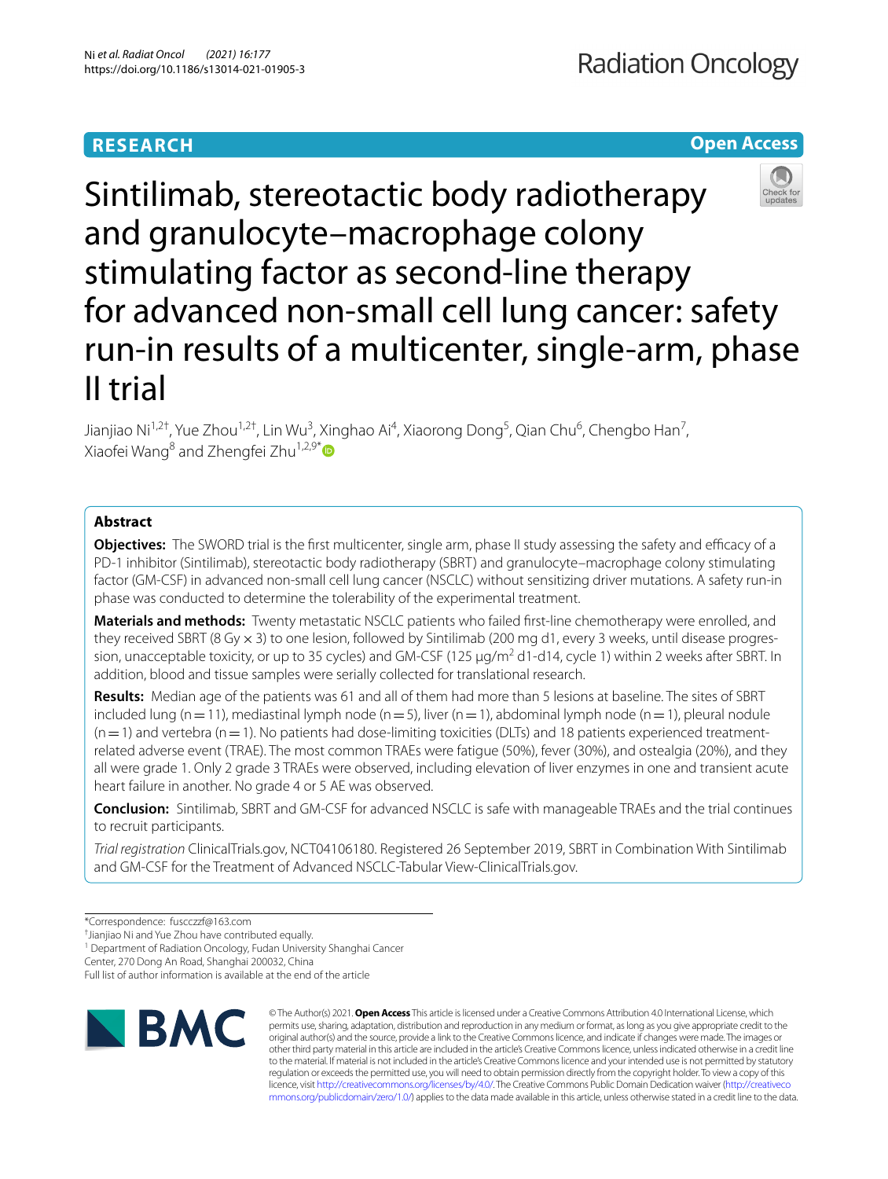**RESEARCH** **Open Access**

# Sintilimab, stereotactic body radiotherapy and granulocyte–macrophage colony stimulating factor as second-line therapy for advanced non-small cell lung cancer: safety run-in results of a multicenter, single-arm, phase II trial

Jianjiao Ni[1,2†], Yue Zhou[1,2†], Lin Wu[3], Xinghao Ai[4], Xiaorong Dong[5], Qian Chu[6], Chengbo Han[7], Xiaofei Wang[8] and Zhengfei Zhu[1,2,9*]

## Abstract

**Objectives:** The SWORD trial is the first multicenter, single arm, phase II study assessing the safety and efficacy of a PD-1 inhibitor (Sintilimab), stereotactic body radiotherapy (SBRT) and granulocyte–macrophage colony stimulating factor (GM-CSF) in advanced non-small cell lung cancer (NSCLC) without sensitizing driver mutations. A safety run-in phase was conducted to determine the tolerability of the experimental treatment.

**Materials and methods:** Twenty metastatic NSCLC patients who failed first-line chemotherapy were enrolled, and they received SBRT (8 Gy × 3) to one lesion, followed by Sintilimab (200 mg d1, every 3 weeks, until disease progression, unacceptable toxicity, or up to 35 cycles) and GM-CSF (125 μg/m$^2$ d1-d14, cycle 1) within 2 weeks after SBRT. In addition, blood and tissue samples were serially collected for translational research.

**Results:** Median age of the patients was 61 and all of them had more than 5 lesions at baseline. The sites of SBRT included lung (n = 11), mediastinal lymph node (n = 5), liver (n = 1), abdominal lymph node (n = 1), pleural nodule (n = 1) and vertebra (n = 1). No patients had dose-limiting toxicities (DLTs) and 18 patients experienced treatment-related adverse event (TRAE). The most common TRAEs were fatigue (50%), fever (30%), and ostealgia (20%), and they all were grade 1. Only 2 grade 3 TRAEs were observed, including elevation of liver enzymes in one and transient acute heart failure in another. No grade 4 or 5 AE was observed.

**Conclusion:** Sintilimab, SBRT and GM-CSF for advanced NSCLC is safe with manageable TRAEs and the trial continues to recruit participants.

*Trial registration* ClinicalTrials.gov, NCT04106180. Registered 26 September 2019, SBRT in Combination With Sintilimab and GM-CSF for the Treatment of Advanced NSCLC-Tabular View-ClinicalTrials.gov.

*Correspondence: fuscczzf@163.com

†Jianjiao Ni and Yue Zhou have contributed equally.

[1] Department of Radiation Oncology, Fudan University Shanghai Cancer Center, 270 Dong An Road, Shanghai 200032, China

Full list of author information is available at the end of the article

© The Author(s) 2021. **Open Access** This article is licensed under a Creative Commons Attribution 4.0 International License, which permits use, sharing, adaptation, distribution and reproduction in any medium or format, as long as you give appropriate credit to the original author(s) and the source, provide a link to the Creative Commons licence, and indicate if changes were made. The images or other third party material in this article are included in the article's Creative Commons licence, unless indicated otherwise in a credit line to the material. If material is not included in the article's Creative Commons licence and your intended use is not permitted by statutory regulation or exceeds the permitted use, you will need to obtain permission directly from the copyright holder. To view a copy of this licence, visit http://creativecommons.org/licenses/by/4.0/. The Creative Commons Public Domain Dedication waiver (http://creativecommons.org/publicdomain/zero/1.0/) applies to the data made available in this article, unless otherwise stated in a credit line to the data.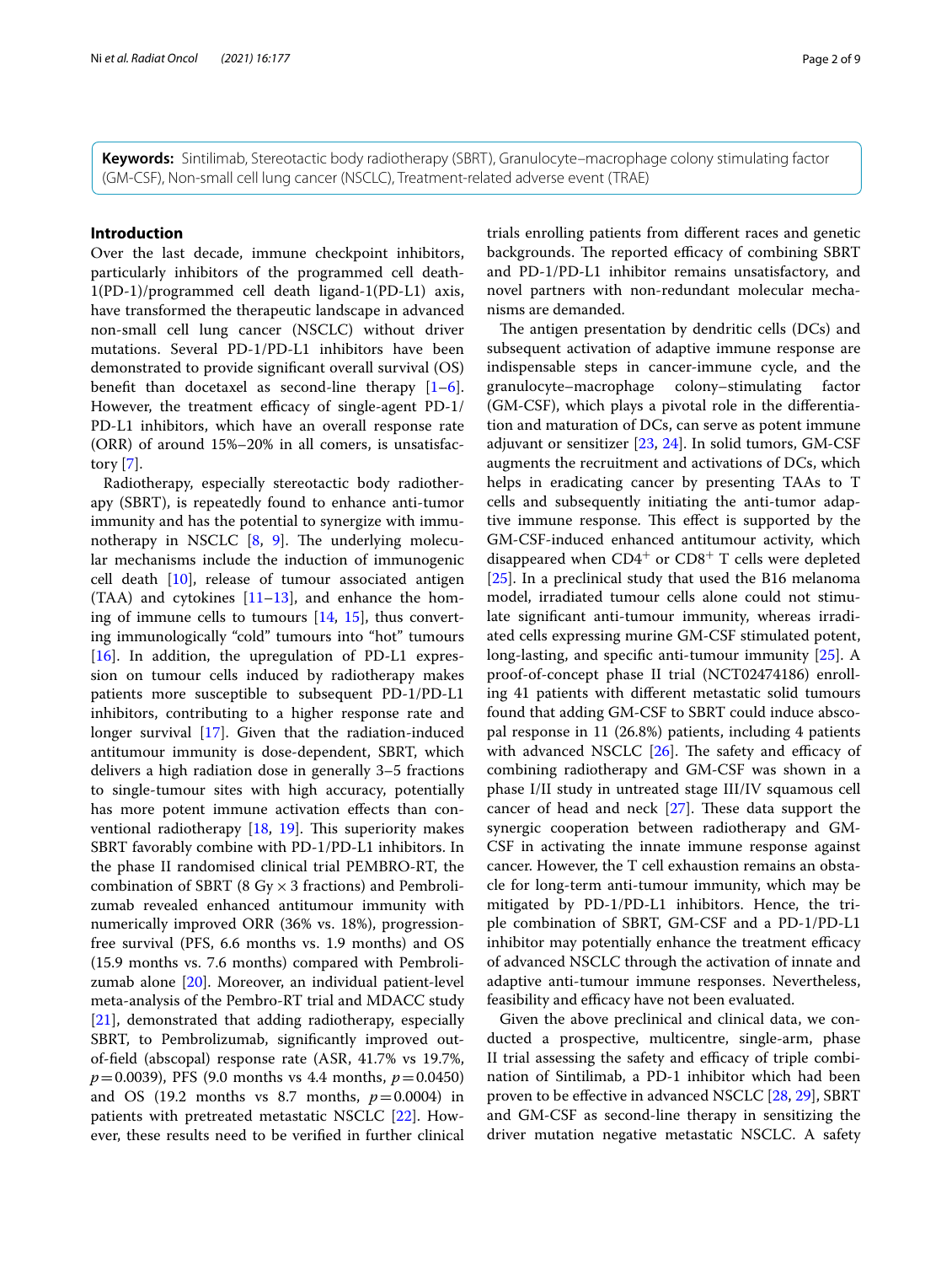**Keywords:** Sintilimab, Stereotactic body radiotherapy (SBRT), Granulocyte–macrophage colony stimulating factor (GM-CSF), Non-small cell lung cancer (NSCLC), Treatment-related adverse event (TRAE)

## Introduction

Over the last decade, immune checkpoint inhibitors, particularly inhibitors of the programmed cell death-1(PD-1)/programmed cell death ligand-1(PD-L1) axis, have transformed the therapeutic landscape in advanced non-small cell lung cancer (NSCLC) without driver mutations. Several PD-1/PD-L1 inhibitors have been demonstrated to provide significant overall survival (OS) benefit than docetaxel as second-line therapy [1–6]. However, the treatment efficacy of single-agent PD-1/PD-L1 inhibitors, which have an overall response rate (ORR) of around 15%–20% in all comers, is unsatisfactory [7].

Radiotherapy, especially stereotactic body radiotherapy (SBRT), is repeatedly found to enhance anti-tumor immunity and has the potential to synergize with immunotherapy in NSCLC [8, 9]. The underlying molecular mechanisms include the induction of immunogenic cell death [10], release of tumour associated antigen (TAA) and cytokines [11–13], and enhance the homing of immune cells to tumours [14, 15], thus converting immunologically "cold" tumours into "hot" tumours [16]. In addition, the upregulation of PD-L1 expression on tumour cells induced by radiotherapy makes patients more susceptible to subsequent PD-1/PD-L1 inhibitors, contributing to a higher response rate and longer survival [17]. Given that the radiation-induced antitumour immunity is dose-dependent, SBRT, which delivers a high radiation dose in generally 3–5 fractions to single-tumour sites with high accuracy, potentially has more potent immune activation effects than conventional radiotherapy [18, 19]. This superiority makes SBRT favorably combine with PD-1/PD-L1 inhibitors. In the phase II randomised clinical trial PEMBRO-RT, the combination of SBRT (8 Gy × 3 fractions) and Pembrolizumab revealed enhanced antitumour immunity with numerically improved ORR (36% vs. 18%), progression-free survival (PFS, 6.6 months vs. 1.9 months) and OS (15.9 months vs. 7.6 months) compared with Pembrolizumab alone [20]. Moreover, an individual patient-level meta-analysis of the Pembro-RT trial and MDACC study [21], demonstrated that adding radiotherapy, especially SBRT, to Pembrolizumab, significantly improved out-of-field (abscopal) response rate (ASR, 41.7% vs 19.7%, $p=0.0039$), PFS (9.0 months vs 4.4 months, $p=0.0450$) and OS (19.2 months vs 8.7 months, $p=0.0004$) in patients with pretreated metastatic NSCLC [22]. However, these results need to be verified in further clinical trials enrolling patients from different races and genetic backgrounds. The reported efficacy of combining SBRT and PD-1/PD-L1 inhibitor remains unsatisfactory, and novel partners with non-redundant molecular mechanisms are demanded.

The antigen presentation by dendritic cells (DCs) and subsequent activation of adaptive immune response are indispensable steps in cancer-immune cycle, and the granulocyte–macrophage colony–stimulating factor (GM-CSF), which plays a pivotal role in the differentiation and maturation of DCs, can serve as potent immune adjuvant or sensitizer [23, 24]. In solid tumors, GM-CSF augments the recruitment and activations of DCs, which helps in eradicating cancer by presenting TAAs to T cells and subsequently initiating the anti-tumor adaptive immune response. This effect is supported by the GM-CSF-induced enhanced antitumour activity, which disappeared when $CD4^{+}$ or $CD8^{+}$ T cells were depleted [25]. In a preclinical study that used the B16 melanoma model, irradiated tumour cells alone could not stimulate significant anti-tumour immunity, whereas irradiated cells expressing murine GM-CSF stimulated potent, long-lasting, and specific anti-tumour immunity [25]. A proof-of-concept phase II trial (NCT02474186) enrolling 41 patients with different metastatic solid tumours found that adding GM-CSF to SBRT could induce abscopal response in 11 (26.8%) patients, including 4 patients with advanced NSCLC [26]. The safety and efficacy of combining radiotherapy and GM-CSF was shown in a phase I/II study in untreated stage III/IV squamous cell cancer of head and neck [27]. These data support the synergic cooperation between radiotherapy and GM-CSF in activating the innate immune response against cancer. However, the T cell exhaustion remains an obstacle for long-term anti-tumour immunity, which may be mitigated by PD-1/PD-L1 inhibitors. Hence, the triple combination of SBRT, GM-CSF and a PD-1/PD-L1 inhibitor may potentially enhance the treatment efficacy of advanced NSCLC through the activation of innate and adaptive anti-tumour immune responses. Nevertheless, feasibility and efficacy have not been evaluated.

Given the above preclinical and clinical data, we conducted a prospective, multicentre, single-arm, phase II trial assessing the safety and efficacy of triple combination of Sintilimab, a PD-1 inhibitor which had been proven to be effective in advanced NSCLC [28, 29], SBRT and GM-CSF as second-line therapy in sensitizing the driver mutation negative metastatic NSCLC. A safety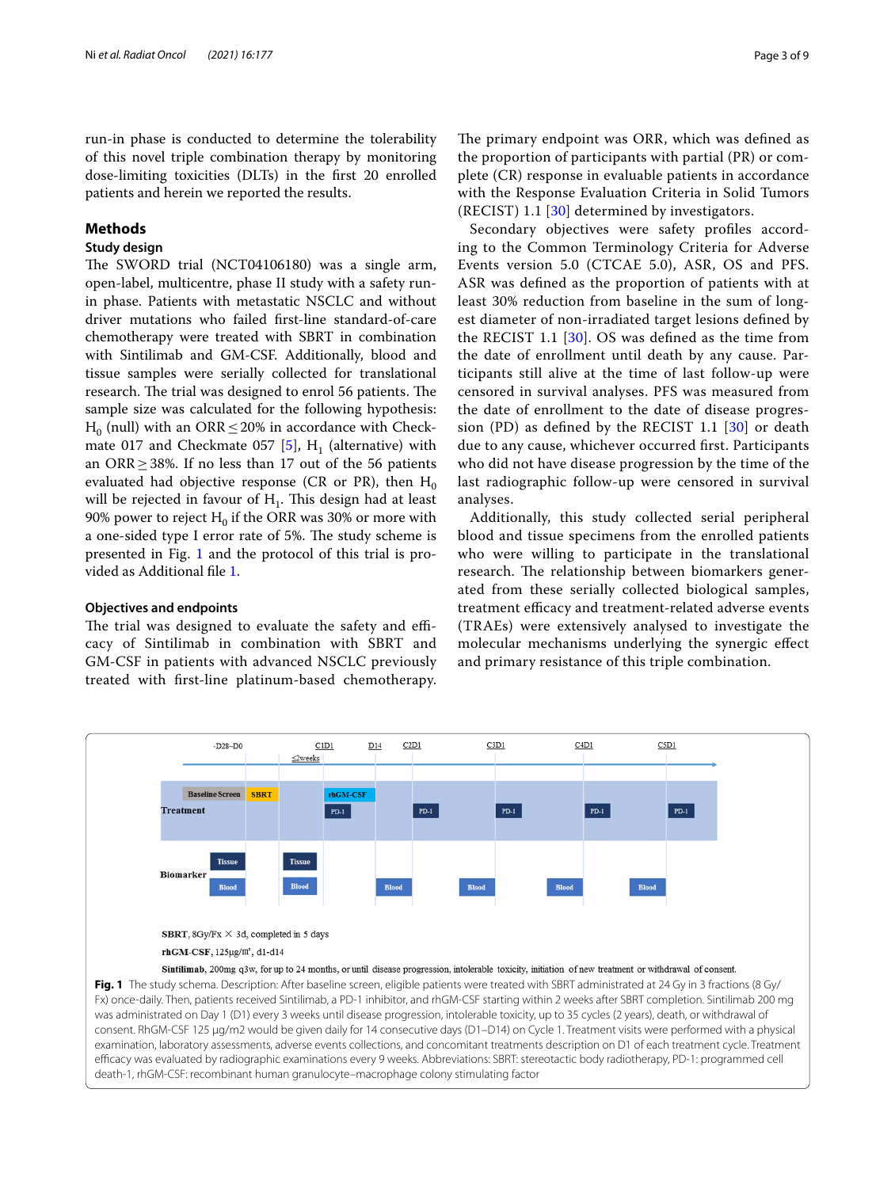run-in phase is conducted to determine the tolerability of this novel triple combination therapy by monitoring dose-limiting toxicities (DLTs) in the first 20 enrolled patients and herein we reported the results.

## Methods

### Study design

The SWORD trial (NCT04106180) was a single arm, open-label, multicentre, phase II study with a safety run-in phase. Patients with metastatic NSCLC and without driver mutations who failed first-line standard-of-care chemotherapy were treated with SBRT in combination with Sintilimab and GM-CSF. Additionally, blood and tissue samples were serially collected for translational research. The trial was designed to enrol 56 patients. The sample size was calculated for the following hypothesis: $H_0$ (null) with an ORR ≤ 20% in accordance with Checkmate 017 and Checkmate 057 [5], $H_1$ (alternative) with an ORR ≥ 38%. If no less than 17 out of the 56 patients evaluated had objective response (CR or PR), then $H_0$ will be rejected in favour of $H_1$. This design had at least 90% power to reject $H_0$ if the ORR was 30% or more with a one-sided type I error rate of 5%. The study scheme is presented in Fig. 1 and the protocol of this trial is provided as Additional file 1.

### Objectives and endpoints

The trial was designed to evaluate the safety and efficacy of Sintilimab in combination with SBRT and GM-CSF in patients with advanced NSCLC previously treated with first-line platinum-based chemotherapy. The primary endpoint was ORR, which was defined as the proportion of participants with partial (PR) or complete (CR) response in evaluable patients in accordance with the Response Evaluation Criteria in Solid Tumors (RECIST) 1.1 [30] determined by investigators.

Secondary objectives were safety profiles according to the Common Terminology Criteria for Adverse Events version 5.0 (CTCAE 5.0), ASR, OS and PFS. ASR was defined as the proportion of patients with at least 30% reduction from baseline in the sum of longest diameter of non-irradiated target lesions defined by the RECIST 1.1 [30]. OS was defined as the time from the date of enrollment until death by any cause. Participants still alive at the time of last follow-up were censored in survival analyses. PFS was measured from the date of enrollment to the date of disease progression (PD) as defined by the RECIST 1.1 [30] or death due to any cause, whichever occurred first. Participants who did not have disease progression by the time of the last radiographic follow-up were censored in survival analyses.

Additionally, this study collected serial peripheral blood and tissue specimens from the enrolled patients who were willing to participate in the translational research. The relationship between biomarkers generated from these serially collected biological samples, treatment efficacy and treatment-related adverse events (TRAEs) were extensively analysed to investigate the molecular mechanisms underlying the synergic effect and primary resistance of this triple combination.

-D28–D0 | C1D1 | D14 | C2D1 | C3D1 | C4D1 | C5D1

≤2weeks

Treatment: Baseline Screen, SBRT, rhGM-CSF, PD-1, PD-1, PD-1, PD-1, PD-1

Biomarker: Tissue, Blood, Tissue, Blood, Blood, Blood, Blood, Blood

**SBRT**, 8Gy/Fx × 3d, completed in 5 days

**rhGM-CSF**, 125μg/m², d1-d14

**Sintilimab**, 200mg q3w, for up to 24 months, or until disease progression, intolerable toxicity, initiation of new treatment or withdrawal of consent.

**Fig. 1** The study schema. Description: After baseline screen, eligible patients were treated with SBRT administrated at 24 Gy in 3 fractions (8 Gy/Fx) once-daily. Then, patients received Sintilimab, a PD-1 inhibitor, and rhGM-CSF starting within 2 weeks after SBRT completion. Sintilimab 200 mg was administrated on Day 1 (D1) every 3 weeks until disease progression, intolerable toxicity, up to 35 cycles (2 years), death, or withdrawal of consent. RhGM-CSF 125 μg/m2 would be given daily for 14 consecutive days (D1–D14) on Cycle 1. Treatment visits were performed with a physical examination, laboratory assessments, adverse events collections, and concomitant treatments description on D1 of each treatment cycle. Treatment efficacy was evaluated by radiographic examinations every 9 weeks. Abbreviations: SBRT: stereotactic body radiotherapy, PD-1: programmed cell death-1, rhGM-CSF: recombinant human granulocyte–macrophage colony stimulating factor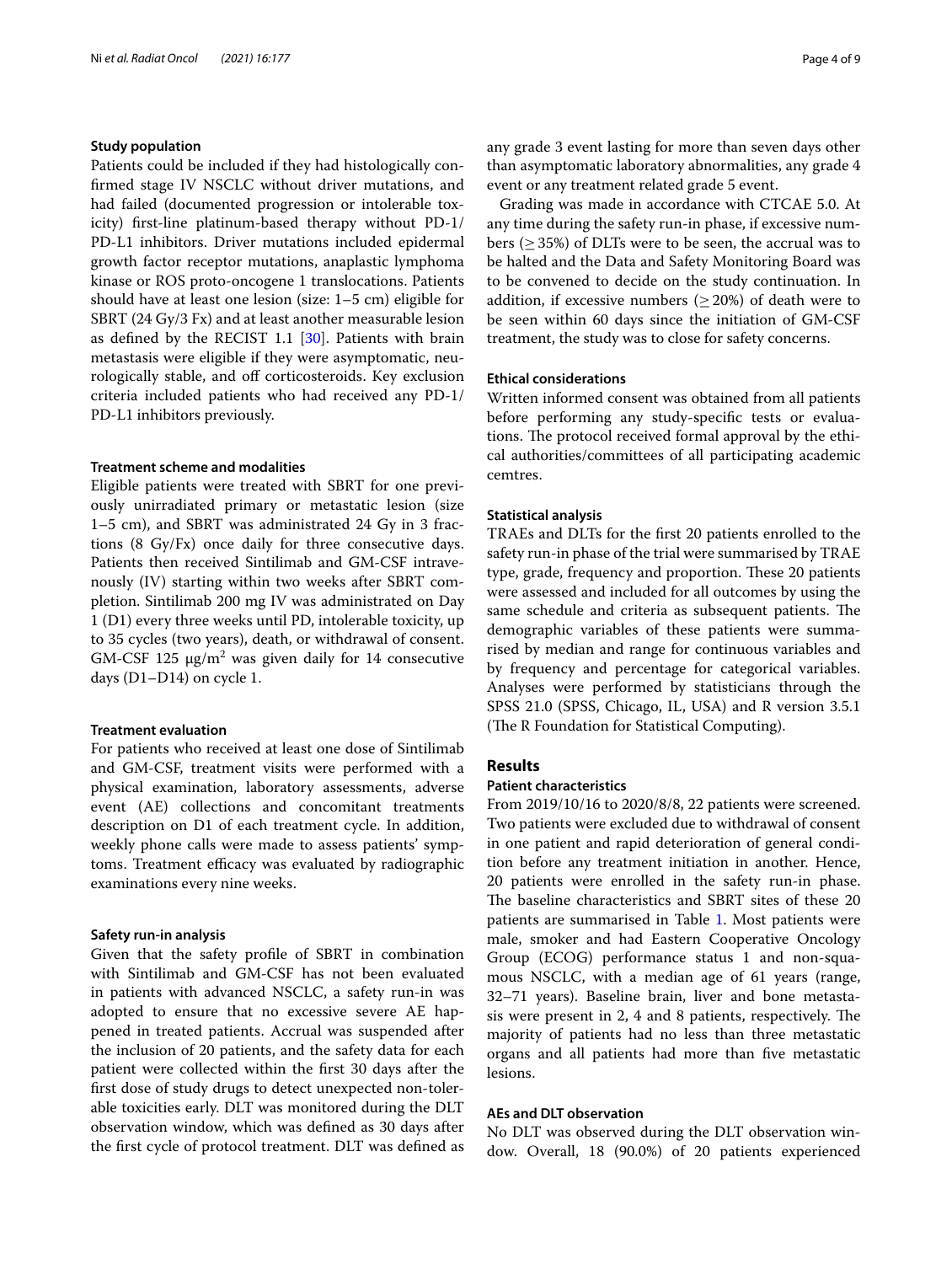### Study population

Patients could be included if they had histologically confirmed stage IV NSCLC without driver mutations, and had failed (documented progression or intolerable toxicity) first-line platinum-based therapy without PD-1/PD-L1 inhibitors. Driver mutations included epidermal growth factor receptor mutations, anaplastic lymphoma kinase or ROS proto-oncogene 1 translocations. Patients should have at least one lesion (size: 1–5 cm) eligible for SBRT (24 Gy/3 Fx) and at least another measurable lesion as defined by the RECIST 1.1 [30]. Patients with brain metastasis were eligible if they were asymptomatic, neurologically stable, and off corticosteroids. Key exclusion criteria included patients who had received any PD-1/PD-L1 inhibitors previously.

### Treatment scheme and modalities

Eligible patients were treated with SBRT for one previously unirradiated primary or metastatic lesion (size 1–5 cm), and SBRT was administrated 24 Gy in 3 fractions (8 Gy/Fx) once daily for three consecutive days. Patients then received Sintilimab and GM-CSF intravenously (IV) starting within two weeks after SBRT completion. Sintilimab 200 mg IV was administrated on Day 1 (D1) every three weeks until PD, intolerable toxicity, up to 35 cycles (two years), death, or withdrawal of consent. GM-CSF 125 μg/m$^2$ was given daily for 14 consecutive days (D1–D14) on cycle 1.

### Treatment evaluation

For patients who received at least one dose of Sintilimab and GM-CSF, treatment visits were performed with a physical examination, laboratory assessments, adverse event (AE) collections and concomitant treatments description on D1 of each treatment cycle. In addition, weekly phone calls were made to assess patients' symptoms. Treatment efficacy was evaluated by radiographic examinations every nine weeks.

### Safety run-in analysis

Given that the safety profile of SBRT in combination with Sintilimab and GM-CSF has not been evaluated in patients with advanced NSCLC, a safety run-in was adopted to ensure that no excessive severe AE happened in treated patients. Accrual was suspended after the inclusion of 20 patients, and the safety data for each patient were collected within the first 30 days after the first dose of study drugs to detect unexpected non-tolerable toxicities early. DLT was monitored during the DLT observation window, which was defined as 30 days after the first cycle of protocol treatment. DLT was defined as any grade 3 event lasting for more than seven days other than asymptomatic laboratory abnormalities, any grade 4 event or any treatment related grade 5 event.

Grading was made in accordance with CTCAE 5.0. At any time during the safety run-in phase, if excessive numbers ($\geq$35%) of DLTs were to be seen, the accrual was to be halted and the Data and Safety Monitoring Board was to be convened to decide on the study continuation. In addition, if excessive numbers ($\geq$20%) of death were to be seen within 60 days since the initiation of GM-CSF treatment, the study was to close for safety concerns.

### Ethical considerations

Written informed consent was obtained from all patients before performing any study-specific tests or evaluations. The protocol received formal approval by the ethical authorities/committees of all participating academic cemtres.

### Statistical analysis

TRAEs and DLTs for the first 20 patients enrolled to the safety run-in phase of the trial were summarised by TRAE type, grade, frequency and proportion. These 20 patients were assessed and included for all outcomes by using the same schedule and criteria as subsequent patients. The demographic variables of these patients were summarised by median and range for continuous variables and by frequency and percentage for categorical variables. Analyses were performed by statisticians through the SPSS 21.0 (SPSS, Chicago, IL, USA) and R version 3.5.1 (The R Foundation for Statistical Computing).

## Results

### Patient characteristics

From 2019/10/16 to 2020/8/8, 22 patients were screened. Two patients were excluded due to withdrawal of consent in one patient and rapid deterioration of general condition before any treatment initiation in another. Hence, 20 patients were enrolled in the safety run-in phase. The baseline characteristics and SBRT sites of these 20 patients are summarised in Table 1. Most patients were male, smoker and had Eastern Cooperative Oncology Group (ECOG) performance status 1 and non-squamous NSCLC, with a median age of 61 years (range, 32–71 years). Baseline brain, liver and bone metastasis were present in 2, 4 and 8 patients, respectively. The majority of patients had no less than three metastatic organs and all patients had more than five metastatic lesions.

### AEs and DLT observation

No DLT was observed during the DLT observation window. Overall, 18 (90.0%) of 20 patients experienced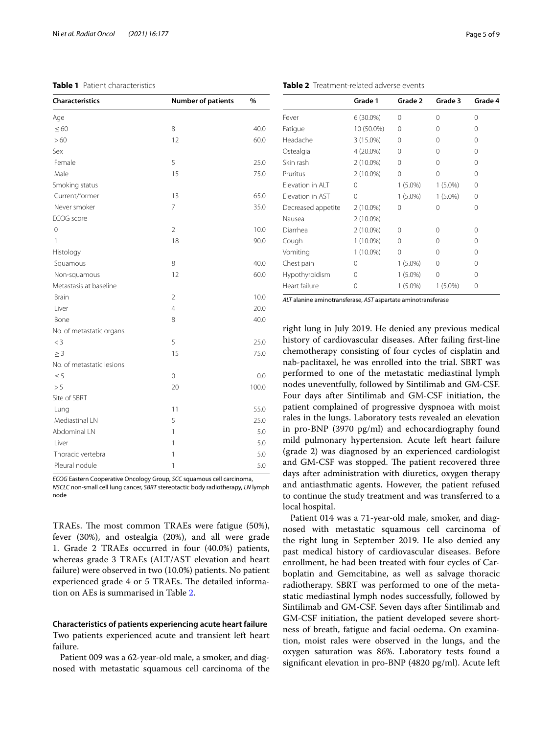**Table 1** Patient characteristics

| Characteristics | Number of patients | % |
|---|---|---|
| Age | | |
| ≤ 60 | 8 | 40.0 |
| > 60 | 12 | 60.0 |
| Sex | | |
| Female | 5 | 25.0 |
| Male | 15 | 75.0 |
| Smoking status | | |
| Current/former | 13 | 65.0 |
| Never smoker | 7 | 35.0 |
| ECOG score | | |
| 0 | 2 | 10.0 |
| 1 | 18 | 90.0 |
| Histology | | |
| Squamous | 8 | 40.0 |
| Non-squamous | 12 | 60.0 |
| Metastasis at baseline | | |
| Brain | 2 | 10.0 |
| Liver | 4 | 20.0 |
| Bone | 8 | 40.0 |
| No. of metastatic organs | | |
| < 3 | 5 | 25.0 |
| ≥ 3 | 15 | 75.0 |
| No. of metastatic lesions | | |
| ≤ 5 | 0 | 0.0 |
| > 5 | 20 | 100.0 |
| Site of SBRT | | |
| Lung | 11 | 55.0 |
| Mediastinal LN | 5 | 25.0 |
| Abdominal LN | 1 | 5.0 |
| Liver | 1 | 5.0 |
| Thoracic vertebra | 1 | 5.0 |
| Pleural nodule | 1 | 5.0 |

*ECOG* Eastern Cooperative Oncology Group, *SCC* squamous cell carcinoma, *NSCLC* non-small cell lung cancer, *SBRT* stereotactic body radiotherapy, *LN* lymph node

**Table 2** Treatment-related adverse events

| | Grade 1 | Grade 2 | Grade 3 | Grade 4 |
|---|---|---|---|---|
| Fever | 6 (30.0%) | 0 | 0 | 0 |
| Fatigue | 10 (50.0%) | 0 | 0 | 0 |
| Headache | 3 (15.0%) | 0 | 0 | 0 |
| Ostealgia | 4 (20.0%) | 0 | 0 | 0 |
| Skin rash | 2 (10.0%) | 0 | 0 | 0 |
| Pruritus | 2 (10.0%) | 0 | 0 | 0 |
| Elevation in ALT | 0 | 1 (5.0%) | 1 (5.0%) | 0 |
| Elevation in AST | 0 | 1 (5.0%) | 1 (5.0%) | 0 |
| Decreased appetite | 2 (10.0%) | 0 | 0 | 0 |
| Nausea | 2 (10.0%) | | | |
| Diarrhea | 2 (10.0%) | 0 | 0 | 0 |
| Cough | 1 (10.0%) | 0 | 0 | 0 |
| Vomiting | 1 (10.0%) | 0 | 0 | 0 |
| Chest pain | 0 | 1 (5.0%) | 0 | 0 |
| Hypothyroidism | 0 | 1 (5.0%) | 0 | 0 |
| Heart failure | 0 | 1 (5.0%) | 1 (5.0%) | 0 |

*ALT* alanine aminotransferase, *AST* aspartate aminotransferase

TRAEs. The most common TRAEs were fatigue (50%), fever (30%), and ostealgia (20%), and all were grade 1. Grade 2 TRAEs occurred in four (40.0%) patients, whereas grade 3 TRAEs (ALT/AST elevation and heart failure) were observed in two (10.0%) patients. No patient experienced grade 4 or 5 TRAEs. The detailed information on AEs is summarised in Table 2.

### Characteristics of patients experiencing acute heart failure

Two patients experienced acute and transient left heart failure.

Patient 009 was a 62-year-old male, a smoker, and diagnosed with metastatic squamous cell carcinoma of the right lung in July 2019. He denied any previous medical history of cardiovascular diseases. After failing first-line chemotherapy consisting of four cycles of cisplatin and nab-paclitaxel, he was enrolled into the trial. SBRT was performed to one of the metastatic mediastinal lymph nodes uneventfully, followed by Sintilimab and GM-CSF. Four days after Sintilimab and GM-CSF initiation, the patient complained of progressive dyspnoea with moist rales in the lungs. Laboratory tests revealed an elevation in pro-BNP (3970 pg/ml) and echocardiography found mild pulmonary hypertension. Acute left heart failure (grade 2) was diagnosed by an experienced cardiologist and GM-CSF was stopped. The patient recovered three days after administration with diuretics, oxygen therapy and antiasthmatic agents. However, the patient refused to continue the study treatment and was transferred to a local hospital.

Patient 014 was a 71-year-old male, smoker, and diagnosed with metastatic squamous cell carcinoma of the right lung in September 2019. He also denied any past medical history of cardiovascular diseases. Before enrollment, he had been treated with four cycles of Carboplatin and Gemcitabine, as well as salvage thoracic radiotherapy. SBRT was performed to one of the metastatic mediastinal lymph nodes successfully, followed by Sintilimab and GM-CSF. Seven days after Sintilimab and GM-CSF initiation, the patient developed severe shortness of breath, fatigue and facial oedema. On examination, moist rales were observed in the lungs, and the oxygen saturation was 86%. Laboratory tests found a significant elevation in pro-BNP (4820 pg/ml). Acute left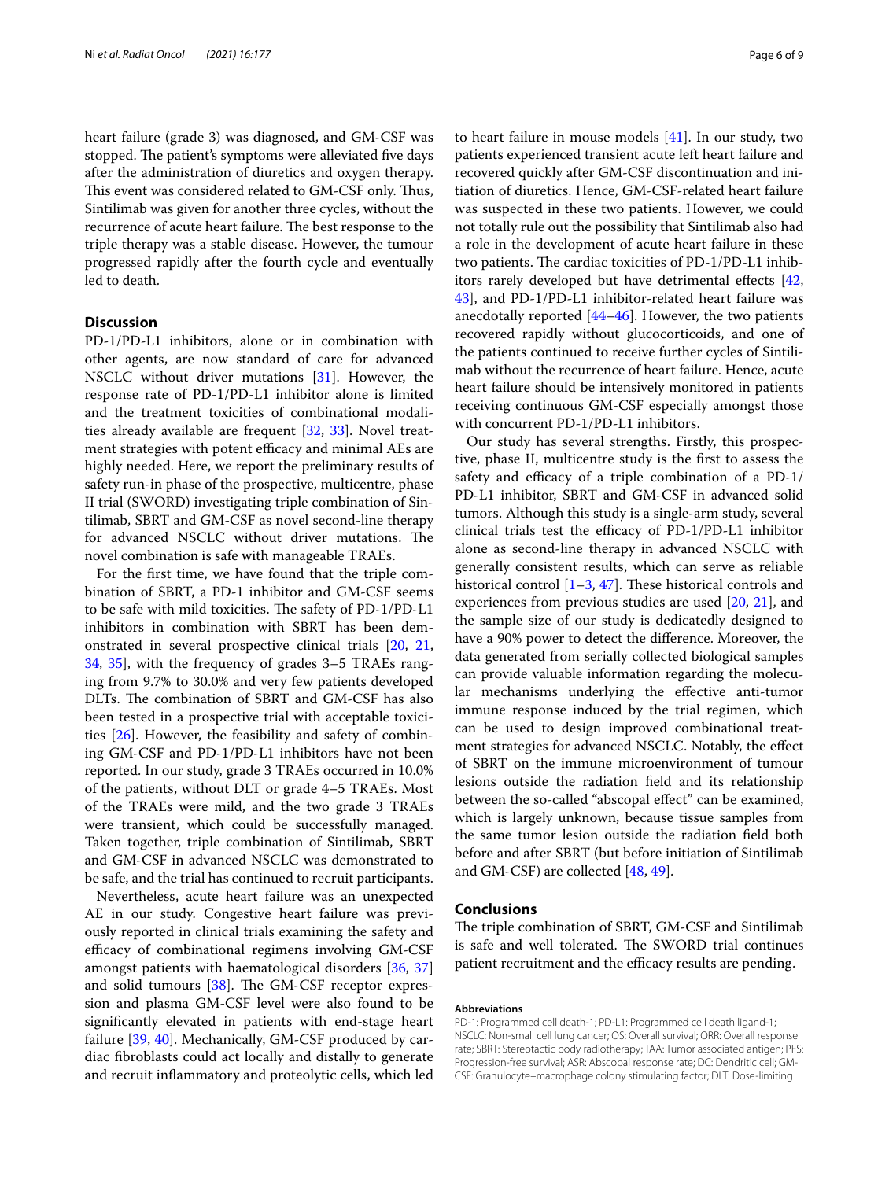heart failure (grade 3) was diagnosed, and GM-CSF was stopped. The patient's symptoms were alleviated five days after the administration of diuretics and oxygen therapy. This event was considered related to GM-CSF only. Thus, Sintilimab was given for another three cycles, without the recurrence of acute heart failure. The best response to the triple therapy was a stable disease. However, the tumour progressed rapidly after the fourth cycle and eventually led to death.

## Discussion

PD-1/PD-L1 inhibitors, alone or in combination with other agents, are now standard of care for advanced NSCLC without driver mutations [31]. However, the response rate of PD-1/PD-L1 inhibitor alone is limited and the treatment toxicities of combinational modalities already available are frequent [32, 33]. Novel treatment strategies with potent efficacy and minimal AEs are highly needed. Here, we report the preliminary results of safety run-in phase of the prospective, multicentre, phase II trial (SWORD) investigating triple combination of Sintilimab, SBRT and GM-CSF as novel second-line therapy for advanced NSCLC without driver mutations. The novel combination is safe with manageable TRAEs.

For the first time, we have found that the triple combination of SBRT, a PD-1 inhibitor and GM-CSF seems to be safe with mild toxicities. The safety of PD-1/PD-L1 inhibitors in combination with SBRT has been demonstrated in several prospective clinical trials [20, 21, 34, 35], with the frequency of grades 3–5 TRAEs ranging from 9.7% to 30.0% and very few patients developed DLTs. The combination of SBRT and GM-CSF has also been tested in a prospective trial with acceptable toxicities [26]. However, the feasibility and safety of combining GM-CSF and PD-1/PD-L1 inhibitors have not been reported. In our study, grade 3 TRAEs occurred in 10.0% of the patients, without DLT or grade 4–5 TRAEs. Most of the TRAEs were mild, and the two grade 3 TRAEs were transient, which could be successfully managed. Taken together, triple combination of Sintilimab, SBRT and GM-CSF in advanced NSCLC was demonstrated to be safe, and the trial has continued to recruit participants.

Nevertheless, acute heart failure was an unexpected AE in our study. Congestive heart failure was previously reported in clinical trials examining the safety and efficacy of combinational regimens involving GM-CSF amongst patients with haematological disorders [36, 37] and solid tumours [38]. The GM-CSF receptor expression and plasma GM-CSF level were also found to be significantly elevated in patients with end-stage heart failure [39, 40]. Mechanically, GM-CSF produced by cardiac fibroblasts could act locally and distally to generate and recruit inflammatory and proteolytic cells, which led to heart failure in mouse models [41]. In our study, two patients experienced transient acute left heart failure and recovered quickly after GM-CSF discontinuation and initiation of diuretics. Hence, GM-CSF-related heart failure was suspected in these two patients. However, we could not totally rule out the possibility that Sintilimab also had a role in the development of acute heart failure in these two patients. The cardiac toxicities of PD-1/PD-L1 inhibitors rarely developed but have detrimental effects [42, 43], and PD-1/PD-L1 inhibitor-related heart failure was anecdotally reported [44–46]. However, the two patients recovered rapidly without glucocorticoids, and one of the patients continued to receive further cycles of Sintilimab without the recurrence of heart failure. Hence, acute heart failure should be intensively monitored in patients receiving continuous GM-CSF especially amongst those with concurrent PD-1/PD-L1 inhibitors.

Our study has several strengths. Firstly, this prospective, phase II, multicentre study is the first to assess the safety and efficacy of a triple combination of a PD-1/PD-L1 inhibitor, SBRT and GM-CSF in advanced solid tumors. Although this study is a single-arm study, several clinical trials test the efficacy of PD-1/PD-L1 inhibitor alone as second-line therapy in advanced NSCLC with generally consistent results, which can serve as reliable historical control [1–3, 47]. These historical controls and experiences from previous studies are used [20, 21], and the sample size of our study is dedicatedly designed to have a 90% power to detect the difference. Moreover, the data generated from serially collected biological samples can provide valuable information regarding the molecular mechanisms underlying the effective anti-tumor immune response induced by the trial regimen, which can be used to design improved combinational treatment strategies for advanced NSCLC. Notably, the effect of SBRT on the immune microenvironment of tumour lesions outside the radiation field and its relationship between the so-called "abscopal effect" can be examined, which is largely unknown, because tissue samples from the same tumor lesion outside the radiation field both before and after SBRT (but before initiation of Sintilimab and GM-CSF) are collected [48, 49].

## Conclusions

The triple combination of SBRT, GM-CSF and Sintilimab is safe and well tolerated. The SWORD trial continues patient recruitment and the efficacy results are pending.

#### Abbreviations

PD-1: Programmed cell death-1; PD-L1: Programmed cell death ligand-1; NSCLC: Non-small cell lung cancer; OS: Overall survival; ORR: Overall response rate; SBRT: Stereotactic body radiotherapy; TAA: Tumor associated antigen; PFS: Progression-free survival; ASR: Abscopal response rate; DC: Dendritic cell; GM-CSF: Granulocyte–macrophage colony stimulating factor; DLT: Dose-limiting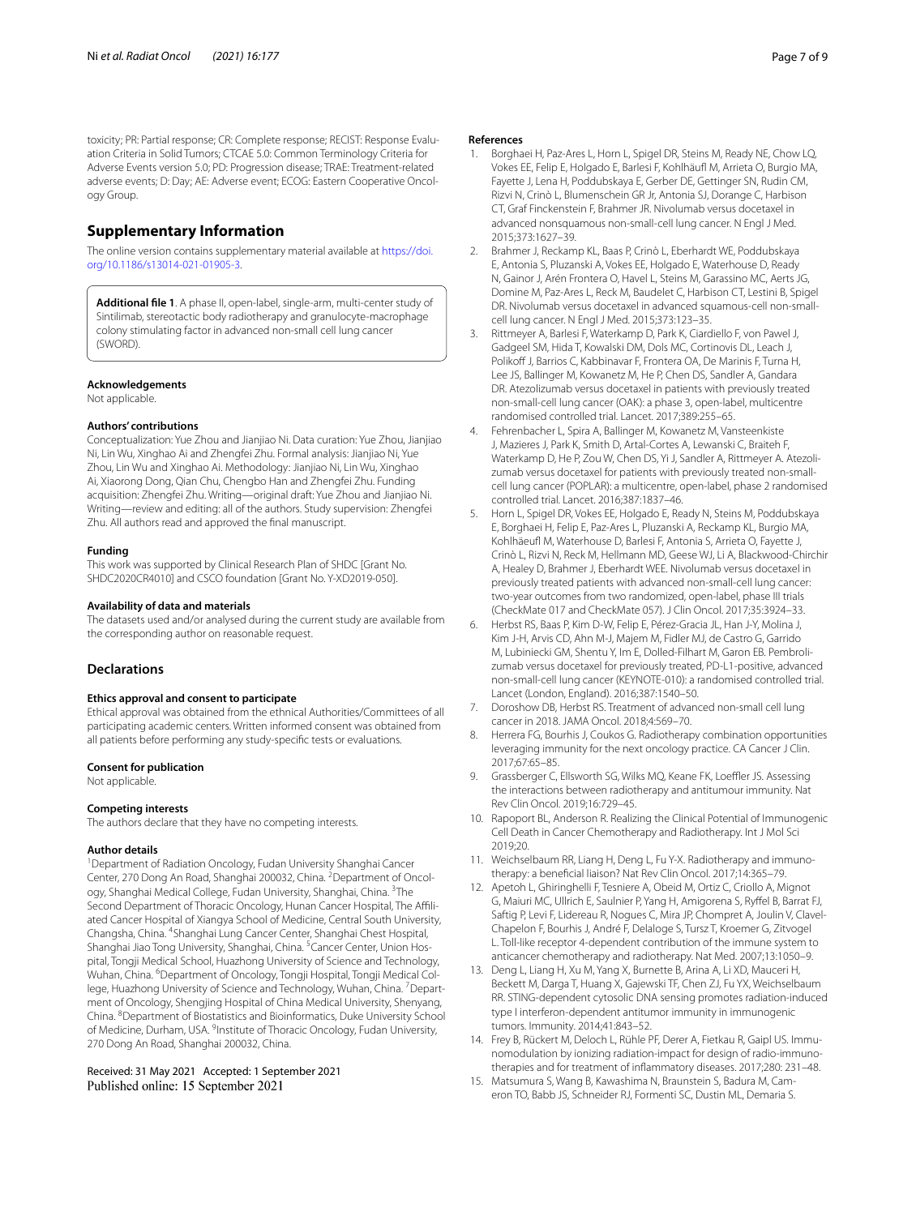toxicity; PR: Partial response; CR: Complete response; RECIST: Response Evaluation Criteria in Solid Tumors; CTCAE 5.0: Common Terminology Criteria for Adverse Events version 5.0; PD: Progression disease; TRAE: Treatment-related adverse events; D: Day; AE: Adverse event; ECOG: Eastern Cooperative Oncology Group.

## Supplementary Information

The online version contains supplementary material available at https://doi.org/10.1186/s13014-021-01905-3.

**Additional file 1**. A phase II, open-label, single-arm, multi-center study of Sintilimab, stereotactic body radiotherapy and granulocyte-macrophage colony stimulating factor in advanced non-small cell lung cancer (SWORD).

#### Acknowledgements

Not applicable.

#### Authors' contributions

Conceptualization: Yue Zhou and Jianjiao Ni. Data curation: Yue Zhou, Jianjiao Ni, Lin Wu, Xinghao Ai and Zhengfei Zhu. Formal analysis: Jianjiao Ni, Yue Zhou, Lin Wu and Xinghao Ai. Methodology: Jianjiao Ni, Lin Wu, Xinghao Ai, Xiaorong Dong, Qian Chu, Chengbo Han and Zhengfei Zhu. Funding acquisition: Zhengfei Zhu. Writing—original draft: Yue Zhou and Jianjiao Ni. Writing—review and editing: all of the authors. Study supervision: Zhengfei Zhu. All authors read and approved the final manuscript.

#### Funding

This work was supported by Clinical Research Plan of SHDC [Grant No. SHDC2020CR4010] and CSCO foundation [Grant No. Y-XD2019-050].

#### Availability of data and materials

The datasets used and/or analysed during the current study are available from the corresponding author on reasonable request.

### Declarations

#### Ethics approval and consent to participate

Ethical approval was obtained from the ethnical Authorities/Committees of all participating academic centers. Written informed consent was obtained from all patients before performing any study-specific tests or evaluations.

#### Consent for publication

Not applicable.

#### Competing interests

The authors declare that they have no competing interests.

#### Author details

[1]Department of Radiation Oncology, Fudan University Shanghai Cancer Center, 270 Dong An Road, Shanghai 200032, China. [2]Department of Oncology, Shanghai Medical College, Fudan University, Shanghai, China. [3]The Second Department of Thoracic Oncology, Hunan Cancer Hospital, The Affiliated Cancer Hospital of Xiangya School of Medicine, Central South University, Changsha, China. [4]Shanghai Lung Cancer Center, Shanghai Chest Hospital, Shanghai Jiao Tong University, Shanghai, China. [5]Cancer Center, Union Hospital, Tongji Medical School, Huazhong University of Science and Technology, Wuhan, China. [6]Department of Oncology, Tongji Hospital, Tongji Medical College, Huazhong University of Science and Technology, Wuhan, China. [7]Department of Oncology, Shengjing Hospital of China Medical University, Shenyang, China. [8]Department of Biostatistics and Bioinformatics, Duke University School of Medicine, Durham, USA. [9]Institute of Thoracic Oncology, Fudan University, 270 Dong An Road, Shanghai 200032, China.

Received: 31 May 2021 Accepted: 1 September 2021
Published online: 15 September 2021

#### References

1. Borghaei H, Paz-Ares L, Horn L, Spigel DR, Steins M, Ready NE, Chow LQ, Vokes EE, Felip E, Holgado E, Barlesi F, Kohlhäufl M, Arrieta O, Burgio MA, Fayette J, Lena H, Poddubskaya E, Gerber DE, Gettinger SN, Rudin CM, Rizvi N, Crinò L, Blumenschein GR Jr, Antonia SJ, Dorange C, Harbison CT, Graf Finckenstein F, Brahmer JR. Nivolumab versus docetaxel in advanced nonsquamous non-small-cell lung cancer. N Engl J Med. 2015;373:1627–39.
2. Brahmer J, Reckamp KL, Baas P, Crinò L, Eberhardt WE, Poddubskaya E, Antonia S, Pluzanski A, Vokes EE, Holgado E, Waterhouse D, Ready N, Gainor J, Arén Frontera O, Havel L, Steins M, Garassino MC, Aerts JG, Domine M, Paz-Ares L, Reck M, Baudelet C, Harbison CT, Lestini B, Spigel DR. Nivolumab versus docetaxel in advanced squamous-cell non-small-cell lung cancer. N Engl J Med. 2015;373:123–35.
3. Rittmeyer A, Barlesi F, Waterkamp D, Park K, Ciardiello F, von Pawel J, Gadgeel SM, Hida T, Kowalski DM, Dols MC, Cortinovis DL, Leach J, Polikoff J, Barrios C, Kabbinavar F, Frontera OA, De Marinis F, Turna H, Lee JS, Ballinger M, Kowanetz M, He P, Chen DS, Sandler A, Gandara DR. Atezolizumab versus docetaxel in patients with previously treated non-small-cell lung cancer (OAK): a phase 3, open-label, multicentre randomised controlled trial. Lancet. 2017;389:255–65.
4. Fehrenbacher L, Spira A, Ballinger M, Kowanetz M, Vansteenkiste J, Mazieres J, Park K, Smith D, Artal-Cortes A, Lewanski C, Braiteh F, Waterkamp D, He P, Zou W, Chen DS, Yi J, Sandler A, Rittmeyer A. Atezolizumab versus docetaxel for patients with previously treated non-small-cell lung cancer (POPLAR): a multicentre, open-label, phase 2 randomised controlled trial. Lancet. 2016;387:1837–46.
5. Horn L, Spigel DR, Vokes EE, Holgado E, Ready N, Steins M, Poddubskaya E, Borghaei H, Felip E, Paz-Ares L, Pluzanski A, Reckamp KL, Burgio MA, Kohlhäeufl M, Waterhouse D, Barlesi F, Antonia S, Arrieta O, Fayette J, Crinò L, Rizvi N, Reck M, Hellmann MD, Geese WJ, Li A, Blackwood-Chirchir A, Healey D, Brahmer J, Eberhardt WEE. Nivolumab versus docetaxel in previously treated patients with advanced non-small-cell lung cancer: two-year outcomes from two randomized, open-label, phase III trials (CheckMate 017 and CheckMate 057). J Clin Oncol. 2017;35:3924–33.
6. Herbst RS, Baas P, Kim D-W, Felip E, Pérez-Gracia JL, Han J-Y, Molina J, Kim J-H, Arvis CD, Ahn M-J, Majem M, Fidler MJ, de Castro G, Garrido M, Lubiniecki GM, Shentu Y, Im E, Dolled-Filhart M, Garon EB. Pembrolizumab versus docetaxel for previously treated, PD-L1-positive, advanced non-small-cell lung cancer (KEYNOTE-010): a randomised controlled trial. Lancet (London, England). 2016;387:1540–50.
7. Doroshow DB, Herbst RS. Treatment of advanced non-small cell lung cancer in 2018. JAMA Oncol. 2018;4:569–70.
8. Herrera FG, Bourhis J, Coukos G. Radiotherapy combination opportunities leveraging immunity for the next oncology practice. CA Cancer J Clin. 2017;67:65–85.
9. Grassberger C, Ellsworth SG, Wilks MQ, Keane FK, Loeffler JS. Assessing the interactions between radiotherapy and antitumour immunity. Nat Rev Clin Oncol. 2019;16:729–45.
10. Rapoport BL, Anderson R. Realizing the Clinical Potential of Immunogenic Cell Death in Cancer Chemotherapy and Radiotherapy. Int J Mol Sci 2019;20.
11. Weichselbaum RR, Liang H, Deng L, Fu Y-X. Radiotherapy and immunotherapy: a beneficial liaison? Nat Rev Clin Oncol. 2017;14:365–79.
12. Apetoh L, Ghiringhelli F, Tesniere A, Obeid M, Ortiz C, Criollo A, Mignot G, Maiuri MC, Ullrich E, Saulnier P, Yang H, Amigorena S, Ryffel B, Barrat FJ, Saftig P, Levi F, Lidereau R, Nogues C, Mira JP, Chompret A, Joulin V, Clavel-Chapelon F, Bourhis J, André F, Delaloge S, Tursz T, Kroemer G, Zitvogel L. Toll-like receptor 4-dependent contribution of the immune system to anticancer chemotherapy and radiotherapy. Nat Med. 2007;13:1050–9.
13. Deng L, Liang H, Xu M, Yang X, Burnette B, Arina A, Li XD, Mauceri H, Beckett M, Darga T, Huang X, Gajewski TF, Chen ZJ, Fu YX, Weichselbaum RR. STING-dependent cytosolic DNA sensing promotes radiation-induced type I interferon-dependent antitumor immunity in immunogenic tumors. Immunity. 2014;41:843–52.
14. Frey B, Rückert M, Deloch L, Rühle PF, Derer A, Fietkau R, Gaipl US. Immunomodulation by ionizing radiation-impact for design of radio-immunotherapies and for treatment of inflammatory diseases. 2017;280: 231–48.
15. Matsumura S, Wang B, Kawashima N, Braunstein S, Badura M, Cameron TO, Babb JS, Schneider RJ, Formenti SC, Dustin ML, Demaria S.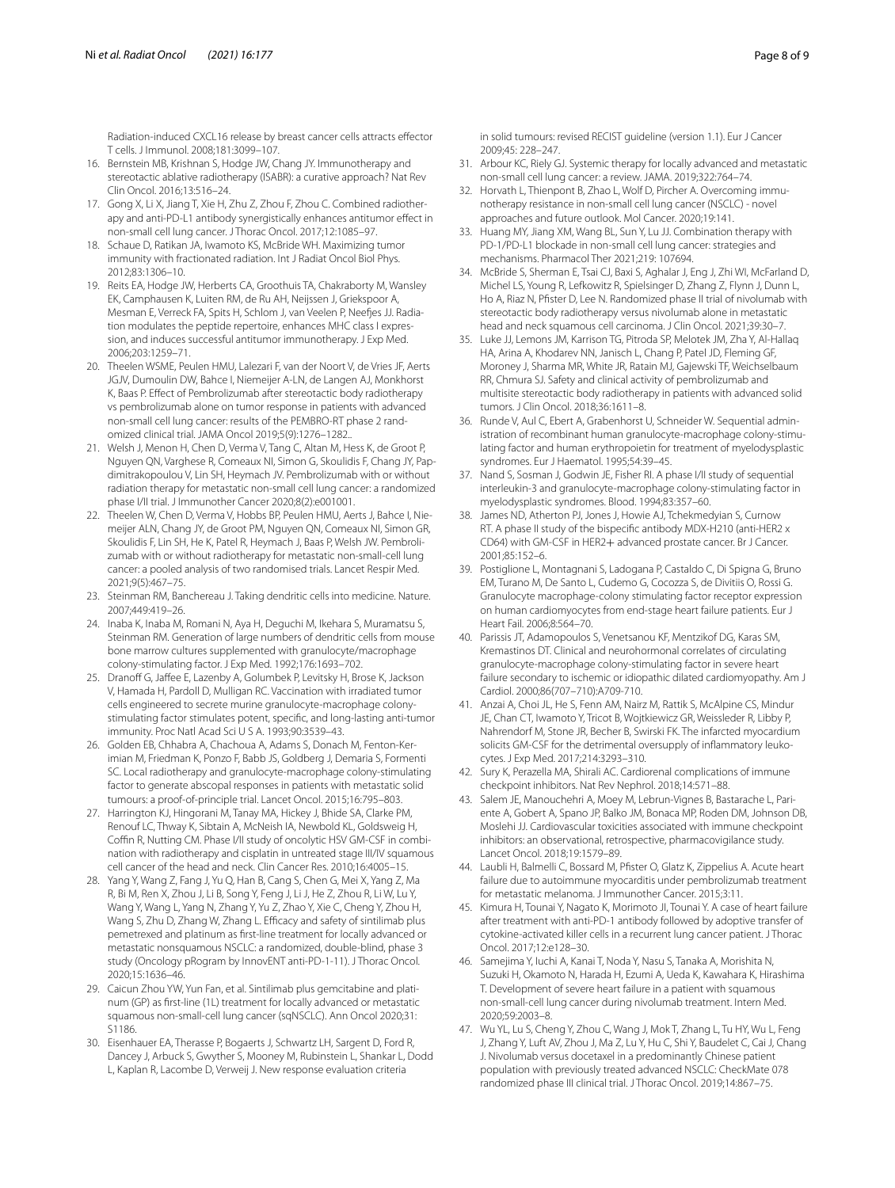Radiation-induced CXCL16 release by breast cancer cells attracts effector T cells. J Immunol. 2008;181:3099–107.

16. Bernstein MB, Krishnan S, Hodge JW, Chang JY. Immunotherapy and stereotactic ablative radiotherapy (ISABR): a curative approach? Nat Rev Clin Oncol. 2016;13:516–24.
17. Gong X, Li X, Jiang T, Xie H, Zhu Z, Zhou F, Zhou C. Combined radiotherapy and anti-PD-L1 antibody synergistically enhances antitumor effect in non-small cell lung cancer. J Thorac Oncol. 2017;12:1085–97.
18. Schaue D, Ratikan JA, Iwamoto KS, McBride WH. Maximizing tumor immunity with fractionated radiation. Int J Radiat Oncol Biol Phys. 2012;83:1306–10.
19. Reits EA, Hodge JW, Herberts CA, Groothuis TA, Chakraborty M, Wansley EK, Camphausen K, Luiten RM, de Ru AH, Neijssen J, Griekspoor A, Mesman E, Verreck FA, Spits H, Schlom J, van Veelen P, Neefjes JJ. Radiation modulates the peptide repertoire, enhances MHC class I expression, and induces successful antitumor immunotherapy. J Exp Med. 2006;203:1259–71.
20. Theelen WSME, Peulen HMU, Lalezari F, van der Noort V, de Vries JF, Aerts JGJV, Dumoulin DW, Bahce I, Niemeijer A-LN, de Langen AJ, Monkhorst K, Baas P. Effect of Pembrolizumab after stereotactic body radiotherapy vs pembrolizumab alone on tumor response in patients with advanced non-small cell lung cancer: results of the PEMBRO-RT phase 2 randomized clinical trial. JAMA Oncol 2019;5(9):1276–1282..
21. Welsh J, Menon H, Chen D, Verma V, Tang C, Altan M, Hess K, de Groot P, Nguyen QN, Varghese R, Comeaux NI, Simon G, Skoulidis F, Chang JY, Papdimitrakopoulou V, Lin SH, Heymach JV. Pembrolizumab with or without radiation therapy for metastatic non-small cell lung cancer: a randomized phase I/II trial. J Immunother Cancer 2020;8(2):e001001.
22. Theelen W, Chen D, Verma V, Hobbs BP, Peulen HMU, Aerts J, Bahce I, Niemeijer ALN, Chang JY, de Groot PM, Nguyen QN, Comeaux NI, Simon GR, Skoulidis F, Lin SH, He K, Patel R, Heymach J, Baas P, Welsh JW. Pembrolizumab with or without radiotherapy for metastatic non-small-cell lung cancer: a pooled analysis of two randomised trials. Lancet Respir Med. 2021;9(5):467–75.
23. Steinman RM, Banchereau J. Taking dendritic cells into medicine. Nature. 2007;449:419–26.
24. Inaba K, Inaba M, Romani N, Aya H, Deguchi M, Ikehara S, Muramatsu S, Steinman RM. Generation of large numbers of dendritic cells from mouse bone marrow cultures supplemented with granulocyte/macrophage colony-stimulating factor. J Exp Med. 1992;176:1693–702.
25. Dranoff G, Jaffee E, Lazenby A, Golumbek P, Levitsky H, Brose K, Jackson V, Hamada H, Pardoll D, Mulligan RC. Vaccination with irradiated tumor cells engineered to secrete murine granulocyte-macrophage colony-stimulating factor stimulates potent, specific, and long-lasting anti-tumor immunity. Proc Natl Acad Sci U S A. 1993;90:3539–43.
26. Golden EB, Chhabra A, Chachoua A, Adams S, Donach M, Fenton-Kerimian M, Friedman K, Ponzo F, Babb JS, Goldberg J, Demaria S, Formenti SC. Local radiotherapy and granulocyte-macrophage colony-stimulating factor to generate abscopal responses in patients with metastatic solid tumours: a proof-of-principle trial. Lancet Oncol. 2015;16:795–803.
27. Harrington KJ, Hingorani M, Tanay MA, Hickey J, Bhide SA, Clarke PM, Renouf LC, Thway K, Sibtain A, McNeish IA, Newbold KL, Goldsweig H, Coffin R, Nutting CM. Phase I/II study of oncolytic HSV GM-CSF in combination with radiotherapy and cisplatin in untreated stage III/IV squamous cell cancer of the head and neck. Clin Cancer Res. 2010;16:4005–15.
28. Yang Y, Wang Z, Fang J, Yu Q, Han B, Cang S, Chen G, Mei X, Yang Z, Ma R, Bi M, Ren X, Zhou J, Li B, Song Y, Feng J, Li J, He Z, Zhou R, Li W, Lu Y, Wang Y, Wang L, Yang N, Zhang Y, Yu Z, Zhao Y, Xie C, Cheng Y, Zhou H, Wang S, Zhu D, Zhang W, Zhang L. Efficacy and safety of sintilimab plus pemetrexed and platinum as first-line treatment for locally advanced or metastatic nonsquamous NSCLC: a randomized, double-blind, phase 3 study (Oncology pRogram by InnovENT anti-PD-1-11). J Thorac Oncol. 2020;15:1636–46.
29. Caicun Zhou YW, Yun Fan, et al. Sintilimab plus gemcitabine and platinum (GP) as first-line (1L) treatment for locally advanced or metastatic squamous non-small-cell lung cancer (sqNSCLC). Ann Oncol 2020;31: S1186.
30. Eisenhauer EA, Therasse P, Bogaerts J, Schwartz LH, Sargent D, Ford R, Dancey J, Arbuck S, Gwyther S, Mooney M, Rubinstein L, Shankar L, Dodd L, Kaplan R, Lacombe D, Verweij J. New response evaluation criteria in solid tumours: revised RECIST guideline (version 1.1). Eur J Cancer 2009;45: 228–247.
31. Arbour KC, Riely GJ. Systemic therapy for locally advanced and metastatic non-small cell lung cancer: a review. JAMA. 2019;322:764–74.
32. Horvath L, Thienpont B, Zhao L, Wolf D, Pircher A. Overcoming immunotherapy resistance in non-small cell lung cancer (NSCLC) - novel approaches and future outlook. Mol Cancer. 2020;19:141.
33. Huang MY, Jiang XM, Wang BL, Sun Y, Lu JJ. Combination therapy with PD-1/PD-L1 blockade in non-small cell lung cancer: strategies and mechanisms. Pharmacol Ther 2021;219: 107694.
34. McBride S, Sherman E, Tsai CJ, Baxi S, Aghalar J, Eng J, Zhi WI, McFarland D, Michel LS, Young R, Lefkowitz R, Spielsinger D, Zhang Z, Flynn J, Dunn L, Ho A, Riaz N, Pfister D, Lee N. Randomized phase II trial of nivolumab with stereotactic body radiotherapy versus nivolumab alone in metastatic head and neck squamous cell carcinoma. J Clin Oncol. 2021;39:30–7.
35. Luke JJ, Lemons JM, Karrison TG, Pitroda SP, Melotek JM, Zha Y, Al-Hallaq HA, Arina A, Khodarev NN, Janisch L, Chang P, Patel JD, Fleming GF, Moroney J, Sharma MR, White JR, Ratain MJ, Gajewski TF, Weichselbaum RR, Chmura SJ. Safety and clinical activity of pembrolizumab and multisite stereotactic body radiotherapy in patients with advanced solid tumors. J Clin Oncol. 2018;36:1611–8.
36. Runde V, Aul C, Ebert A, Grabenhorst U, Schneider W. Sequential administration of recombinant human granulocyte-macrophage colony-stimulating factor and human erythropoietin for treatment of myelodysplastic syndromes. Eur J Haematol. 1995;54:39–45.
37. Nand S, Sosman J, Godwin JE, Fisher RI. A phase I/II study of sequential interleukin-3 and granulocyte-macrophage colony-stimulating factor in myelodysplastic syndromes. Blood. 1994;83:357–60.
38. James ND, Atherton PJ, Jones J, Howie AJ, Tchekmedyian S, Curnow RT. A phase II study of the bispecific antibody MDX-H210 (anti-HER2 x CD64) with GM-CSF in HER2+ advanced prostate cancer. Br J Cancer. 2001;85:152–6.
39. Postiglione L, Montagnani S, Ladogana P, Castaldo C, Di Spigna G, Bruno EM, Turano M, De Santo L, Cudemo G, Cocozza S, de Divitiis O, Rossi G. Granulocyte macrophage-colony stimulating factor receptor expression on human cardiomyocytes from end-stage heart failure patients. Eur J Heart Fail. 2006;8:564–70.
40. Parissis JT, Adamopoulos S, Venetsanou KF, Mentzikof DG, Karas SM, Kremastinos DT. Clinical and neurohormonal correlates of circulating granulocyte-macrophage colony-stimulating factor in severe heart failure secondary to ischemic or idiopathic dilated cardiomyopathy. Am J Cardiol. 2000;86(707–710):A709-710.
41. Anzai A, Choi JL, He S, Fenn AM, Nairz M, Rattik S, McAlpine CS, Mindur JE, Chan CT, Iwamoto Y, Tricot B, Wojtkiewicz GR, Weissleder R, Libby P, Nahrendorf M, Stone JR, Becher B, Swirski FK. The infarcted myocardium solicits GM-CSF for the detrimental oversupply of inflammatory leukocytes. J Exp Med. 2017;214:3293–310.
42. Sury K, Perazella MA, Shirali AC. Cardiorenal complications of immune checkpoint inhibitors. Nat Rev Nephrol. 2018;14:571–88.
43. Salem JE, Manouchehri A, Moey M, Lebrun-Vignes B, Bastarache L, Pariente A, Gobert A, Spano JP, Balko JM, Bonaca MP, Roden DM, Johnson DB, Moslehi JJ. Cardiovascular toxicities associated with immune checkpoint inhibitors: an observational, retrospective, pharmacovigilance study. Lancet Oncol. 2018;19:1579–89.
44. Laubli H, Balmelli C, Bossard M, Pfister O, Glatz K, Zippelius A. Acute heart failure due to autoimmune myocarditis under pembrolizumab treatment for metastatic melanoma. J Immunother Cancer. 2015;3:11.
45. Kimura H, Tounai Y, Nagato K, Morimoto JI, Tounai Y. A case of heart failure after treatment with anti-PD-1 antibody followed by adoptive transfer of cytokine-activated killer cells in a recurrent lung cancer patient. J Thorac Oncol. 2017;12:e128–30.
46. Samejima Y, Iuchi A, Kanai T, Noda Y, Nasu S, Tanaka A, Morishita N, Suzuki H, Okamoto N, Harada H, Ezumi A, Ueda K, Kawahara K, Hirashima T. Development of severe heart failure in a patient with squamous non-small-cell lung cancer during nivolumab treatment. Intern Med. 2020;59:2003–8.
47. Wu YL, Lu S, Cheng Y, Zhou C, Wang J, Mok T, Zhang L, Tu HY, Wu L, Feng J, Zhang Y, Luft AV, Zhou J, Ma Z, Lu Y, Hu C, Shi Y, Baudelet C, Cai J, Chang J. Nivolumab versus docetaxel in a predominantly Chinese patient population with previously treated advanced NSCLC: CheckMate 078 randomized phase III clinical trial. J Thorac Oncol. 2019;14:867–75.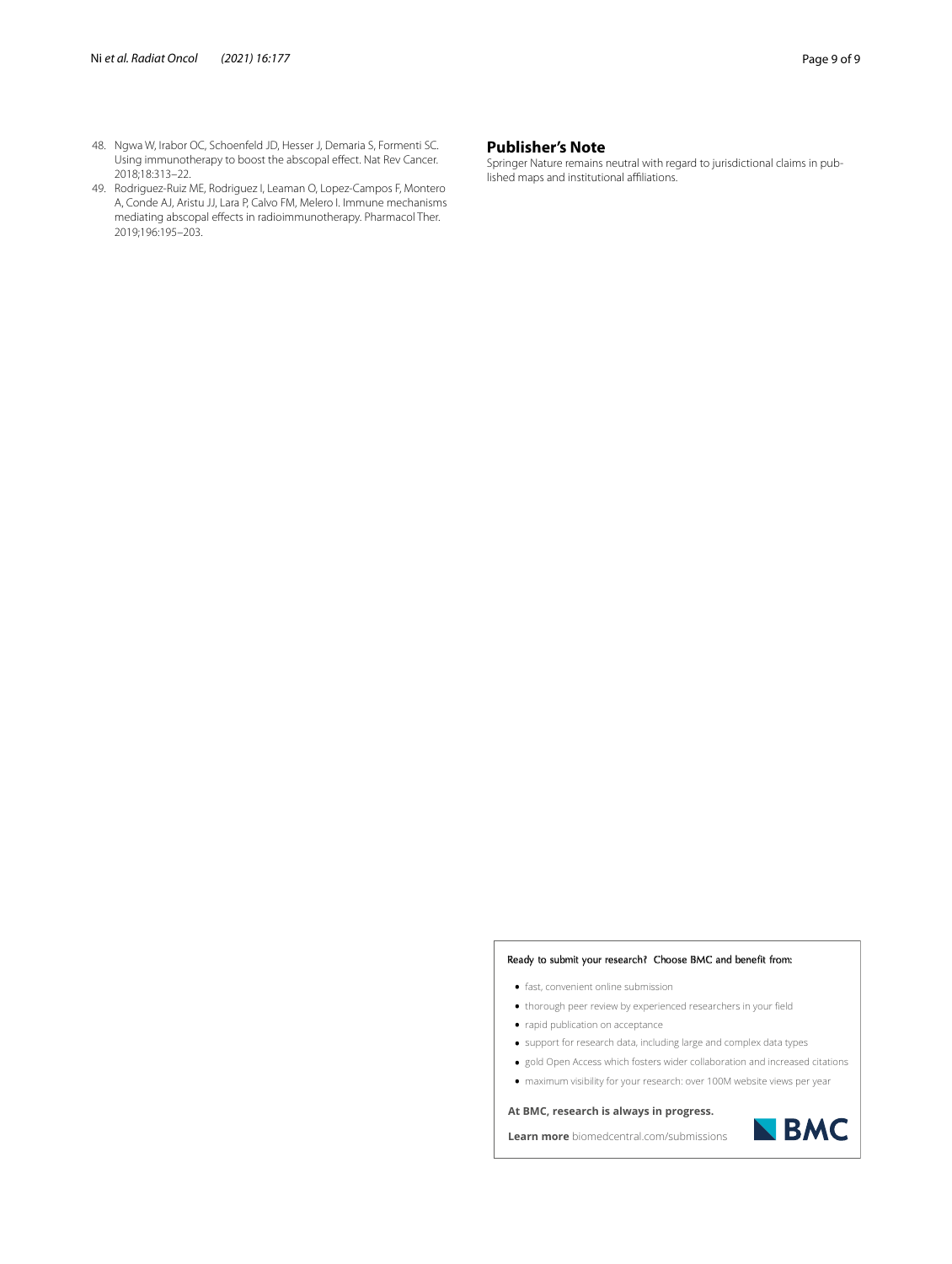48. Ngwa W, Irabor OC, Schoenfeld JD, Hesser J, Demaria S, Formenti SC. Using immunotherapy to boost the abscopal effect. Nat Rev Cancer. 2018;18:313–22.
49. Rodriguez-Ruiz ME, Rodriguez I, Leaman O, Lopez-Campos F, Montero A, Conde AJ, Aristu JJ, Lara P, Calvo FM, Melero I. Immune mechanisms mediating abscopal effects in radioimmunotherapy. Pharmacol Ther. 2019;196:195–203.

## Publisher's Note

Springer Nature remains neutral with regard to jurisdictional claims in published maps and institutional affiliations.

Ready to submit your research? Choose BMC and benefit from:

- fast, convenient online submission
- thorough peer review by experienced researchers in your field
- rapid publication on acceptance
- support for research data, including large and complex data types
- gold Open Access which fosters wider collaboration and increased citations
- maximum visibility for your research: over 100M website views per year

**At BMC, research is always in progress.**

**Learn more** biomedcentral.com/submissions

BMC